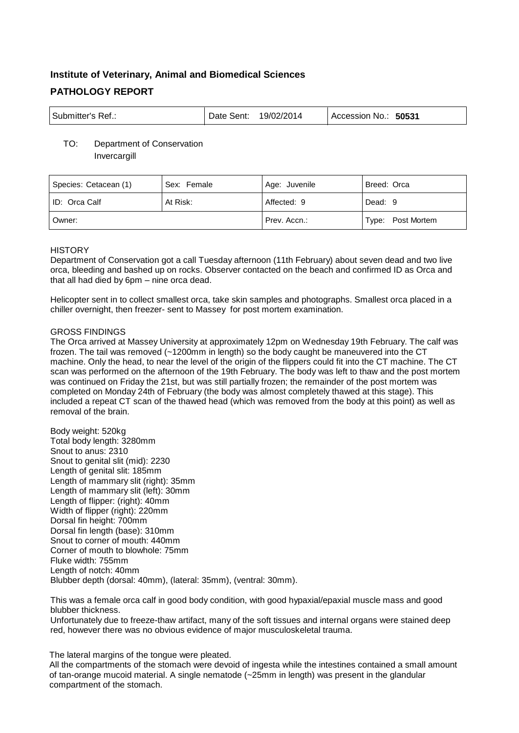**Institute of Veterinary, Animal and Biomedical Sciences**

**PATHOLOGY REPORT**

| Submitter's Ref.: | Date Sent: 19/02/2014 | Accession No.: **50531** |
|---|---|---|

TO: Department of Conservation
Invercargill

| Species: Cetacean (1) | Sex: Female | Age: Juvenile | Breed: Orca |
|---|---|---|---|
| ID: Orca Calf | At Risk: | Affected: 9 | Dead: 9 |
| Owner: | | Prev. Accn.: | Type: Post Mortem |

HISTORY

Department of Conservation got a call Tuesday afternoon (11th February) about seven dead and two live orca, bleeding and bashed up on rocks. Observer contacted on the beach and confirmed ID as Orca and that all had died by 6pm – nine orca dead.

Helicopter sent in to collect smallest orca, take skin samples and photographs. Smallest orca placed in a chiller overnight, then freezer- sent to Massey for post mortem examination.

GROSS FINDINGS

The Orca arrived at Massey University at approximately 12pm on Wednesday 19th February. The calf was frozen. The tail was removed (~1200mm in length) so the body caught be maneuvered into the CT machine. Only the head, to near the level of the origin of the flippers could fit into the CT machine. The CT scan was performed on the afternoon of the 19th February. The body was left to thaw and the post mortem was continued on Friday the 21st, but was still partially frozen; the remainder of the post mortem was completed on Monday 24th of February (the body was almost completely thawed at this stage). This included a repeat CT scan of the thawed head (which was removed from the body at this point) as well as removal of the brain.

Body weight: 520kg
Total body length: 3280mm
Snout to anus: 2310
Snout to genital slit (mid): 2230
Length of genital slit: 185mm
Length of mammary slit (right): 35mm
Length of mammary slit (left): 30mm
Length of flipper: (right): 40mm
Width of flipper (right): 220mm
Dorsal fin height: 700mm
Dorsal fin length (base): 310mm
Snout to corner of mouth: 440mm
Corner of mouth to blowhole: 75mm
Fluke width: 755mm
Length of notch: 40mm
Blubber depth (dorsal: 40mm), (lateral: 35mm), (ventral: 30mm).

This was a female orca calf in good body condition, with good hypaxial/epaxial muscle mass and good blubber thickness.
Unfortunately due to freeze-thaw artifact, many of the soft tissues and internal organs were stained deep red, however there was no obvious evidence of major musculoskeletal trauma.

The lateral margins of the tongue were pleated.
All the compartments of the stomach were devoid of ingesta while the intestines contained a small amount of tan-orange mucoid material. A single nematode (~25mm in length) was present in the glandular compartment of the stomach.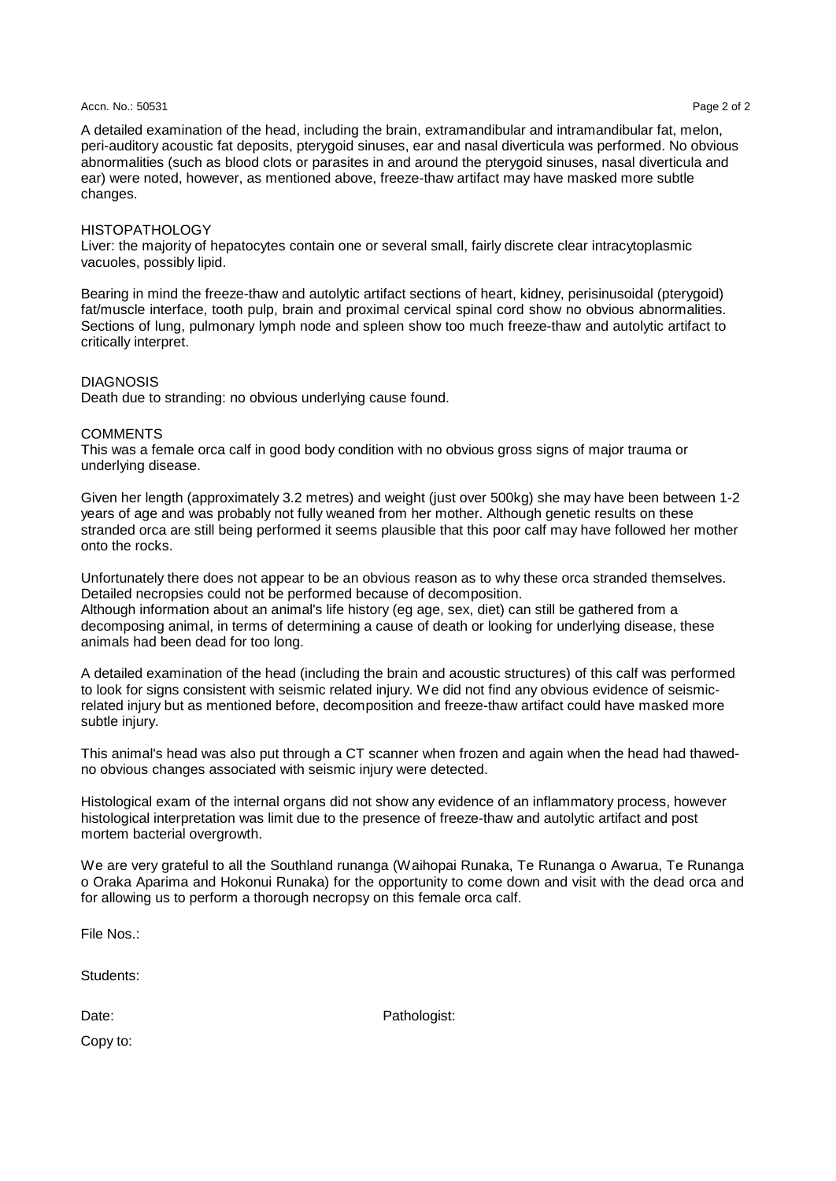A detailed examination of the head, including the brain, extramandibular and intramandibular fat, melon, peri-auditory acoustic fat deposits, pterygoid sinuses, ear and nasal diverticula was performed. No obvious abnormalities (such as blood clots or parasites in and around the pterygoid sinuses, nasal diverticula and ear) were noted, however, as mentioned above, freeze-thaw artifact may have masked more subtle changes.

## HISTOPATHOLOGY

Liver: the majority of hepatocytes contain one or several small, fairly discrete clear intracytoplasmic vacuoles, possibly lipid.

Bearing in mind the freeze-thaw and autolytic artifact sections of heart, kidney, perisinusoidal (pterygoid) fat/muscle interface, tooth pulp, brain and proximal cervical spinal cord show no obvious abnormalities. Sections of lung, pulmonary lymph node and spleen show too much freeze-thaw and autolytic artifact to critically interpret.

## DIAGNOSIS

Death due to stranding: no obvious underlying cause found.

## COMMENTS

This was a female orca calf in good body condition with no obvious gross signs of major trauma or underlying disease.

Given her length (approximately 3.2 metres) and weight (just over 500kg) she may have been between 1-2 years of age and was probably not fully weaned from her mother. Although genetic results on these stranded orca are still being performed it seems plausible that this poor calf may have followed her mother onto the rocks.

Unfortunately there does not appear to be an obvious reason as to why these orca stranded themselves. Detailed necropsies could not be performed because of decomposition.
Although information about an animal's life history (eg age, sex, diet) can still be gathered from a decomposing animal, in terms of determining a cause of death or looking for underlying disease, these animals had been dead for too long.

A detailed examination of the head (including the brain and acoustic structures) of this calf was performed to look for signs consistent with seismic related injury. We did not find any obvious evidence of seismic-related injury but as mentioned before, decomposition and freeze-thaw artifact could have masked more subtle injury.

This animal's head was also put through a CT scanner when frozen and again when the head had thawed- no obvious changes associated with seismic injury were detected.

Histological exam of the internal organs did not show any evidence of an inflammatory process, however histological interpretation was limit due to the presence of freeze-thaw and autolytic artifact and post mortem bacterial overgrowth.

We are very grateful to all the Southland runanga (Waihopai Runaka, Te Runanga o Awarua, Te Runanga o Oraka Aparima and Hokonui Runaka) for the opportunity to come down and visit with the dead orca and for allowing us to perform a thorough necropsy on this female orca calf.

File Nos.:

Students:

Date: Pathologist:

Copy to: